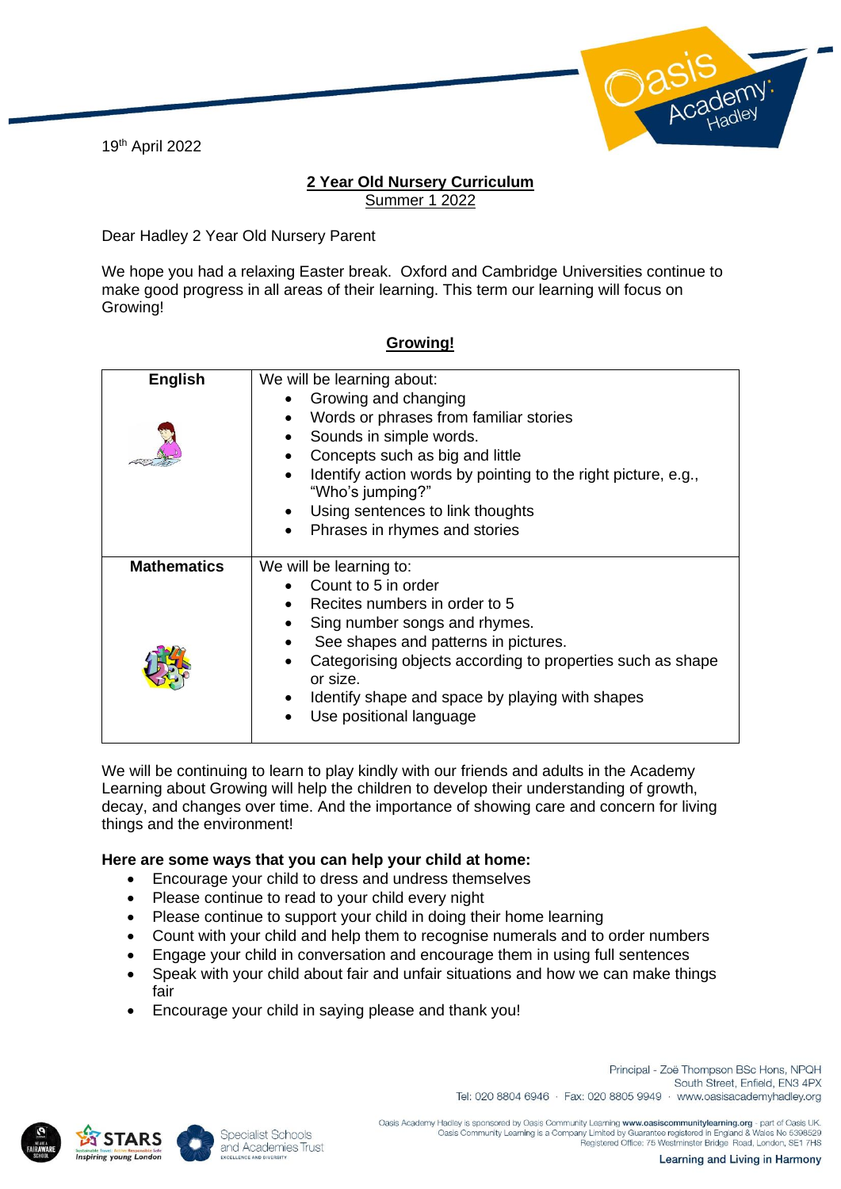19th April 2022

## 2 Year Old Nursery Curriculum

Summer 1 2022

Dear Hadley 2 Year Old Nursery Parent

We hope you had a relaxing Easter break. Oxford and Cambridge Universities continue to make good progress in all areas of their learning. This term our learning will focus on Growing!

### Growing!

| | |
|---|---|
| **English** | We will be learning about:<br>• Growing and changing<br>• Words or phrases from familiar stories<br>• Sounds in simple words.<br>• Concepts such as big and little<br>• Identify action words by pointing to the right picture, e.g., "Who's jumping?"<br>• Using sentences to link thoughts<br>• Phrases in rhymes and stories |
| **Mathematics** | We will be learning to:<br>• Count to 5 in order<br>• Recites numbers in order to 5<br>• Sing number songs and rhymes.<br>• See shapes and patterns in pictures.<br>• Categorising objects according to properties such as shape or size.<br>• Identify shape and space by playing with shapes<br>• Use positional language |

We will be continuing to learn to play kindly with our friends and adults in the Academy Learning about Growing will help the children to develop their understanding of growth, decay, and changes over time. And the importance of showing care and concern for living things and the environment!

**Here are some ways that you can help your child at home:**

- Encourage your child to dress and undress themselves
- Please continue to read to your child every night
- Please continue to support your child in doing their home learning
- Count with your child and help them to recognise numerals and to order numbers
- Engage your child in conversation and encourage them in using full sentences
- Speak with your child about fair and unfair situations and how we can make things fair
- Encourage your child in saying please and thank you!

Principal - Zoë Thompson BSc Hons, NPQH
South Street, Enfield, EN3 4PX
Tel: 020 8804 6946 · Fax: 020 8805 9949 · www.oasisacademyhadley.org

Oasis Academy Hadley is sponsored by Oasis Community Learning **www.oasiscommunitylearning.org** - part of Oasis UK.
Oasis Community Learning is a Company Limited by Guarantee registered in England & Wales No 5398529
Registered Office: 75 Westminster Bridge Road, London, SE1 7HS

Learning and Living in Harmony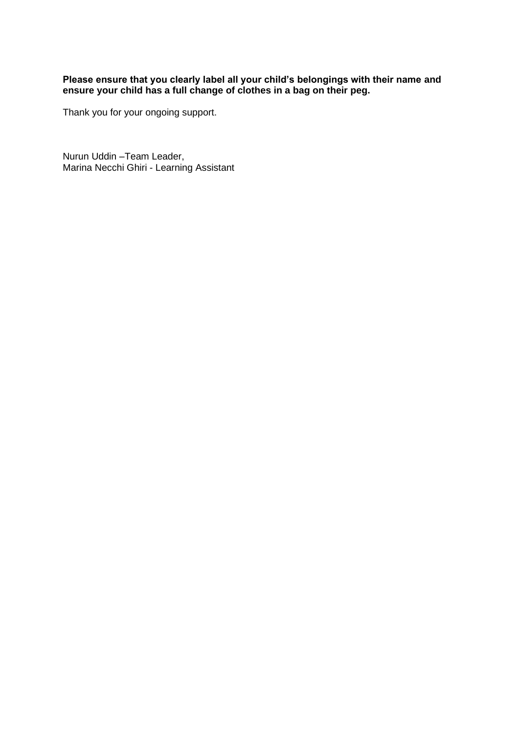**Please ensure that you clearly label all your child's belongings with their name and ensure your child has a full change of clothes in a bag on their peg.**

Thank you for your ongoing support.

Nurun Uddin –Team Leader,
Marina Necchi Ghiri - Learning Assistant